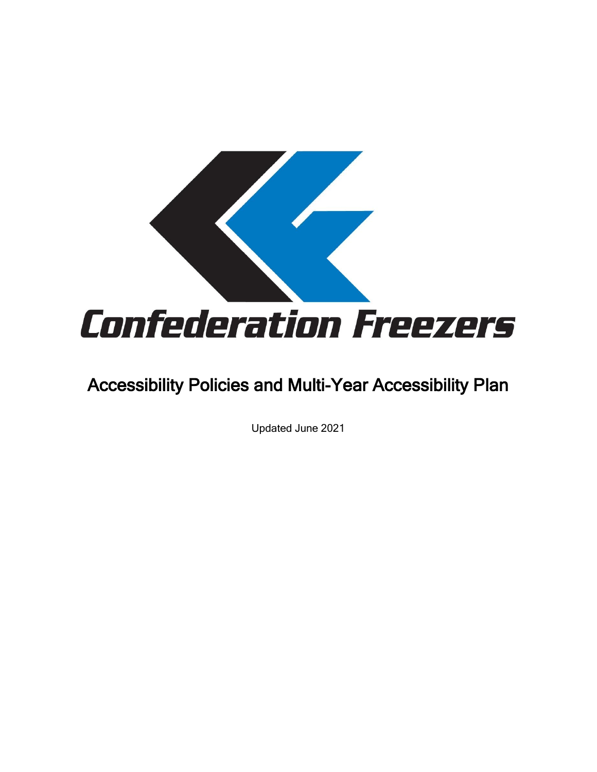Confederation Freezers

# Accessibility Policies and Multi-Year Accessibility Plan

Updated June 2021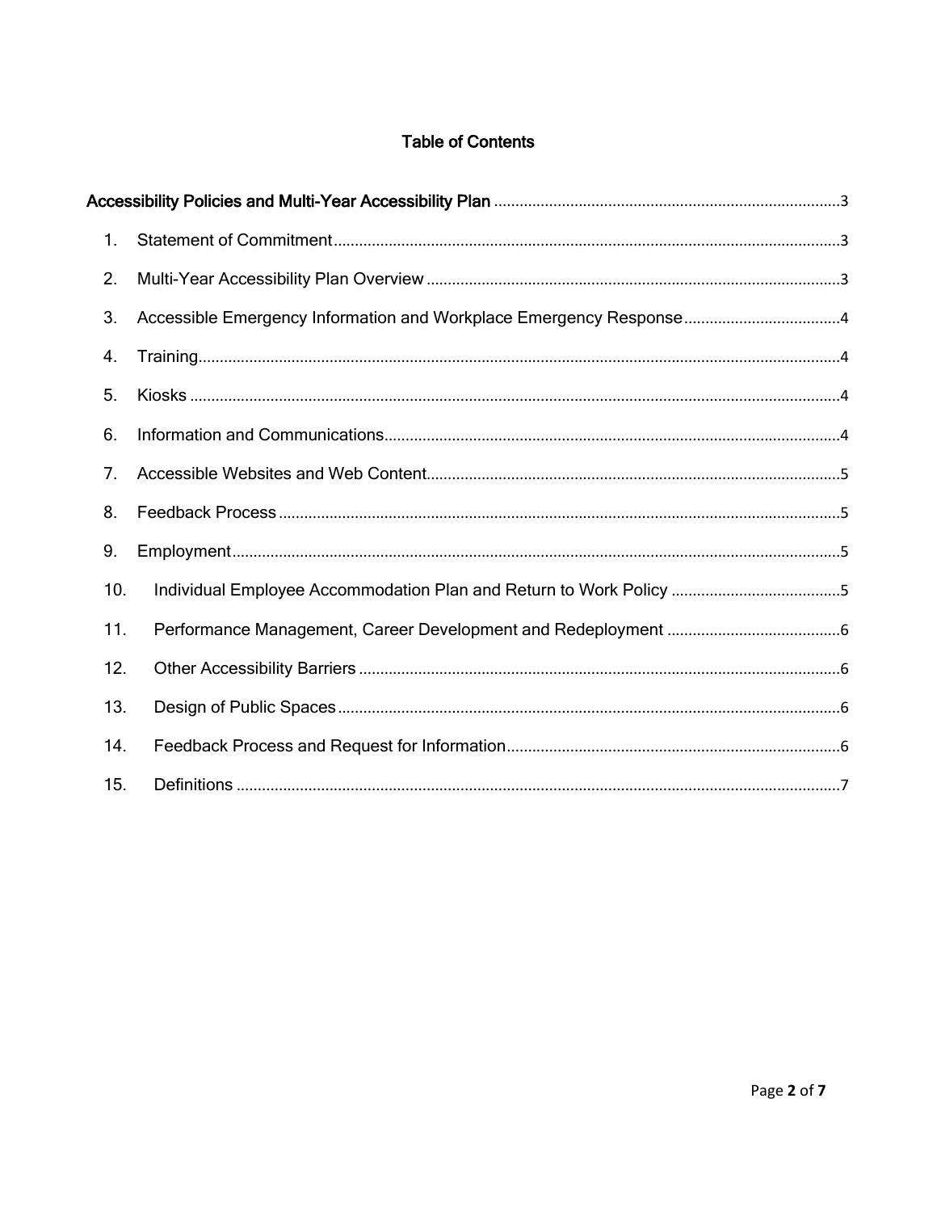## Table of Contents

Accessibility Policies and Multi-Year Accessibility Plan ..... 3

1. Statement of Commitment ..... 3
2. Multi-Year Accessibility Plan Overview ..... 3
3. Accessible Emergency Information and Workplace Emergency Response ..... 4
4. Training ..... 4
5. Kiosks ..... 4
6. Information and Communications ..... 4
7. Accessible Websites and Web Content ..... 5
8. Feedback Process ..... 5
9. Employment ..... 5
10. Individual Employee Accommodation Plan and Return to Work Policy ..... 5
11. Performance Management, Career Development and Redeployment ..... 6
12. Other Accessibility Barriers ..... 6
13. Design of Public Spaces ..... 6
14. Feedback Process and Request for Information ..... 6
15. Definitions ..... 7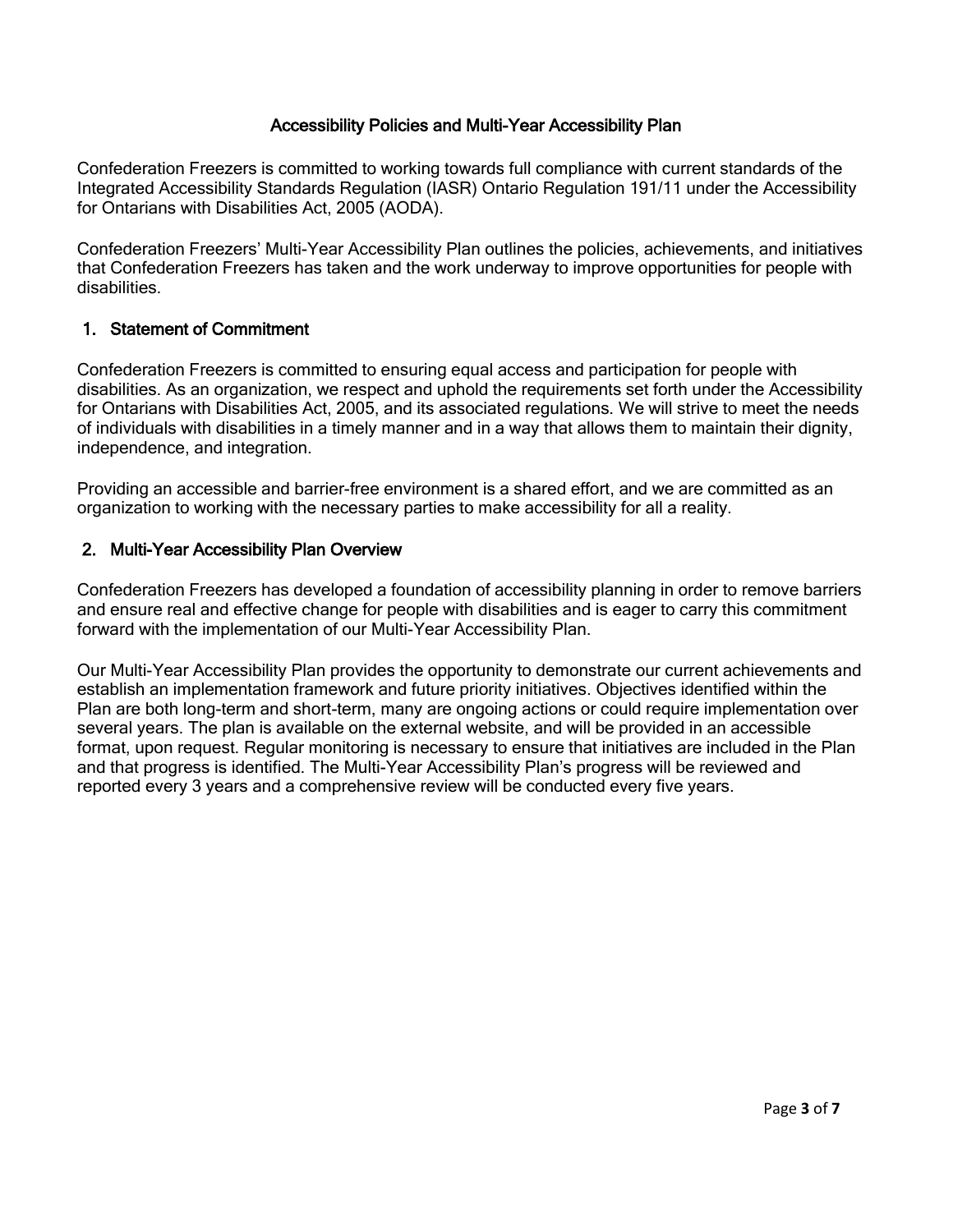# Accessibility Policies and Multi-Year Accessibility Plan

Confederation Freezers is committed to working towards full compliance with current standards of the Integrated Accessibility Standards Regulation (IASR) Ontario Regulation 191/11 under the Accessibility for Ontarians with Disabilities Act, 2005 (AODA).

Confederation Freezers' Multi-Year Accessibility Plan outlines the policies, achievements, and initiatives that Confederation Freezers has taken and the work underway to improve opportunities for people with disabilities.

## 1. Statement of Commitment

Confederation Freezers is committed to ensuring equal access and participation for people with disabilities. As an organization, we respect and uphold the requirements set forth under the Accessibility for Ontarians with Disabilities Act, 2005, and its associated regulations. We will strive to meet the needs of individuals with disabilities in a timely manner and in a way that allows them to maintain their dignity, independence, and integration.

Providing an accessible and barrier-free environment is a shared effort, and we are committed as an organization to working with the necessary parties to make accessibility for all a reality.

## 2. Multi-Year Accessibility Plan Overview

Confederation Freezers has developed a foundation of accessibility planning in order to remove barriers and ensure real and effective change for people with disabilities and is eager to carry this commitment forward with the implementation of our Multi-Year Accessibility Plan.

Our Multi-Year Accessibility Plan provides the opportunity to demonstrate our current achievements and establish an implementation framework and future priority initiatives. Objectives identified within the Plan are both long-term and short-term, many are ongoing actions or could require implementation over several years. The plan is available on the external website, and will be provided in an accessible format, upon request. Regular monitoring is necessary to ensure that initiatives are included in the Plan and that progress is identified. The Multi-Year Accessibility Plan's progress will be reviewed and reported every 3 years and a comprehensive review will be conducted every five years.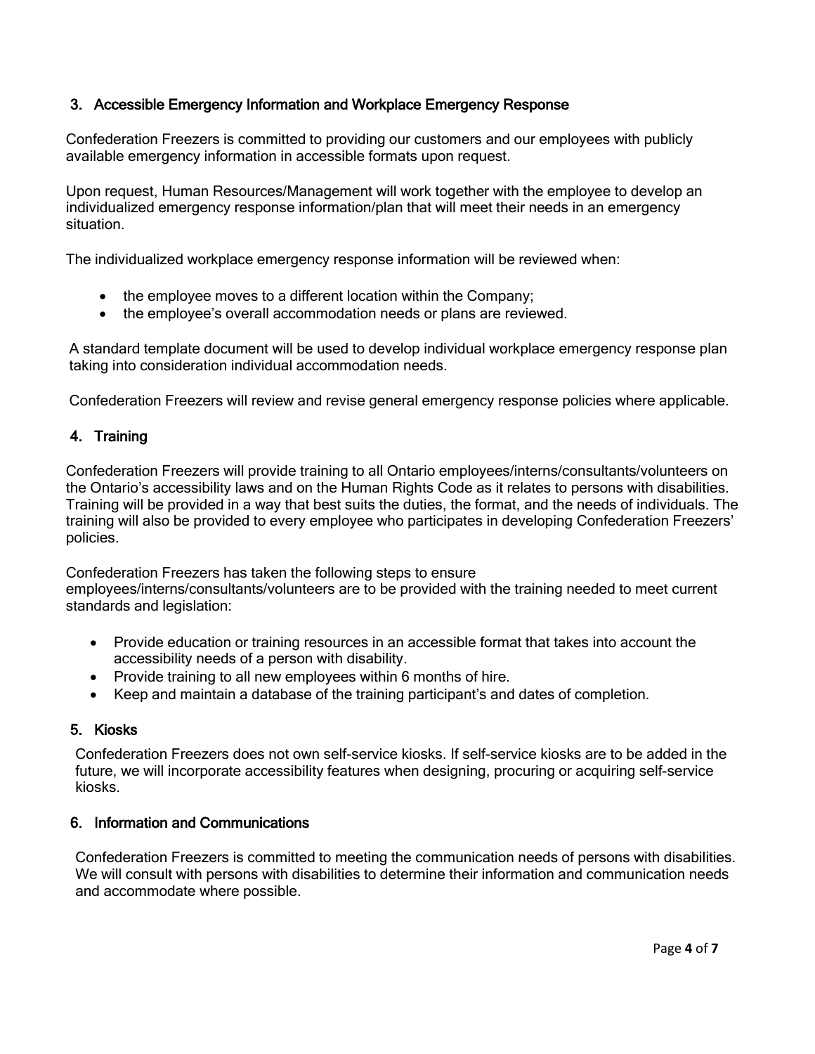## 3. Accessible Emergency Information and Workplace Emergency Response

Confederation Freezers is committed to providing our customers and our employees with publicly available emergency information in accessible formats upon request.

Upon request, Human Resources/Management will work together with the employee to develop an individualized emergency response information/plan that will meet their needs in an emergency situation.

The individualized workplace emergency response information will be reviewed when:

- the employee moves to a different location within the Company;
- the employee's overall accommodation needs or plans are reviewed.

A standard template document will be used to develop individual workplace emergency response plan taking into consideration individual accommodation needs.

Confederation Freezers will review and revise general emergency response policies where applicable.

## 4. Training

Confederation Freezers will provide training to all Ontario employees/interns/consultants/volunteers on the Ontario's accessibility laws and on the Human Rights Code as it relates to persons with disabilities. Training will be provided in a way that best suits the duties, the format, and the needs of individuals. The training will also be provided to every employee who participates in developing Confederation Freezers' policies.

Confederation Freezers has taken the following steps to ensure employees/interns/consultants/volunteers are to be provided with the training needed to meet current standards and legislation:

- Provide education or training resources in an accessible format that takes into account the accessibility needs of a person with disability.
- Provide training to all new employees within 6 months of hire.
- Keep and maintain a database of the training participant's and dates of completion.

## 5. Kiosks

Confederation Freezers does not own self-service kiosks. If self-service kiosks are to be added in the future, we will incorporate accessibility features when designing, procuring or acquiring self-service kiosks.

## 6. Information and Communications

Confederation Freezers is committed to meeting the communication needs of persons with disabilities. We will consult with persons with disabilities to determine their information and communication needs and accommodate where possible.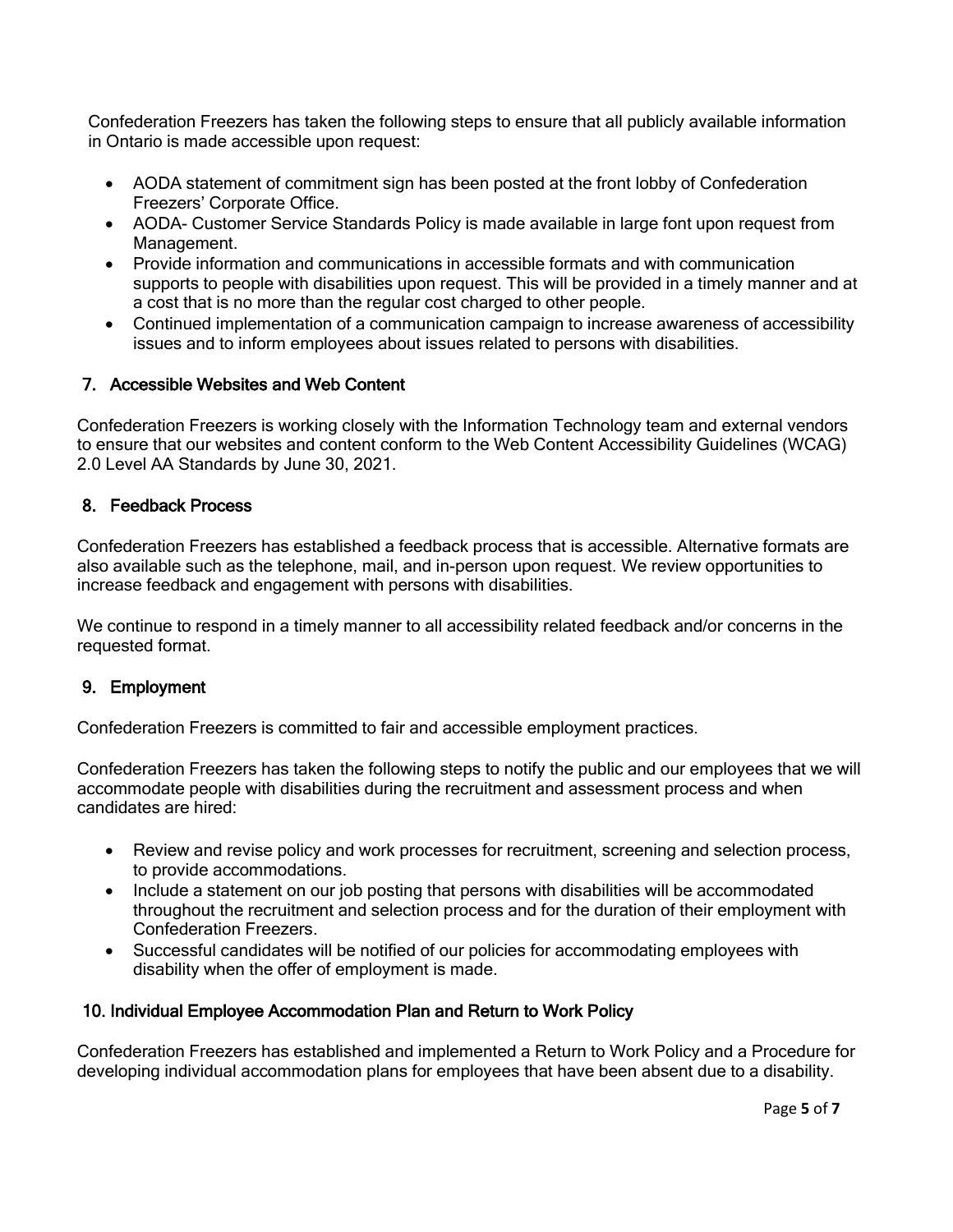Confederation Freezers has taken the following steps to ensure that all publicly available information in Ontario is made accessible upon request:

- AODA statement of commitment sign has been posted at the front lobby of Confederation Freezers' Corporate Office.
- AODA- Customer Service Standards Policy is made available in large font upon request from Management.
- Provide information and communications in accessible formats and with communication supports to people with disabilities upon request. This will be provided in a timely manner and at a cost that is no more than the regular cost charged to other people.
- Continued implementation of a communication campaign to increase awareness of accessibility issues and to inform employees about issues related to persons with disabilities.

## 7. Accessible Websites and Web Content

Confederation Freezers is working closely with the Information Technology team and external vendors to ensure that our websites and content conform to the Web Content Accessibility Guidelines (WCAG) 2.0 Level AA Standards by June 30, 2021.

## 8. Feedback Process

Confederation Freezers has established a feedback process that is accessible. Alternative formats are also available such as the telephone, mail, and in-person upon request. We review opportunities to increase feedback and engagement with persons with disabilities.

We continue to respond in a timely manner to all accessibility related feedback and/or concerns in the requested format.

## 9. Employment

Confederation Freezers is committed to fair and accessible employment practices.

Confederation Freezers has taken the following steps to notify the public and our employees that we will accommodate people with disabilities during the recruitment and assessment process and when candidates are hired:

- Review and revise policy and work processes for recruitment, screening and selection process, to provide accommodations.
- Include a statement on our job posting that persons with disabilities will be accommodated throughout the recruitment and selection process and for the duration of their employment with Confederation Freezers.
- Successful candidates will be notified of our policies for accommodating employees with disability when the offer of employment is made.

## 10. Individual Employee Accommodation Plan and Return to Work Policy

Confederation Freezers has established and implemented a Return to Work Policy and a Procedure for developing individual accommodation plans for employees that have been absent due to a disability.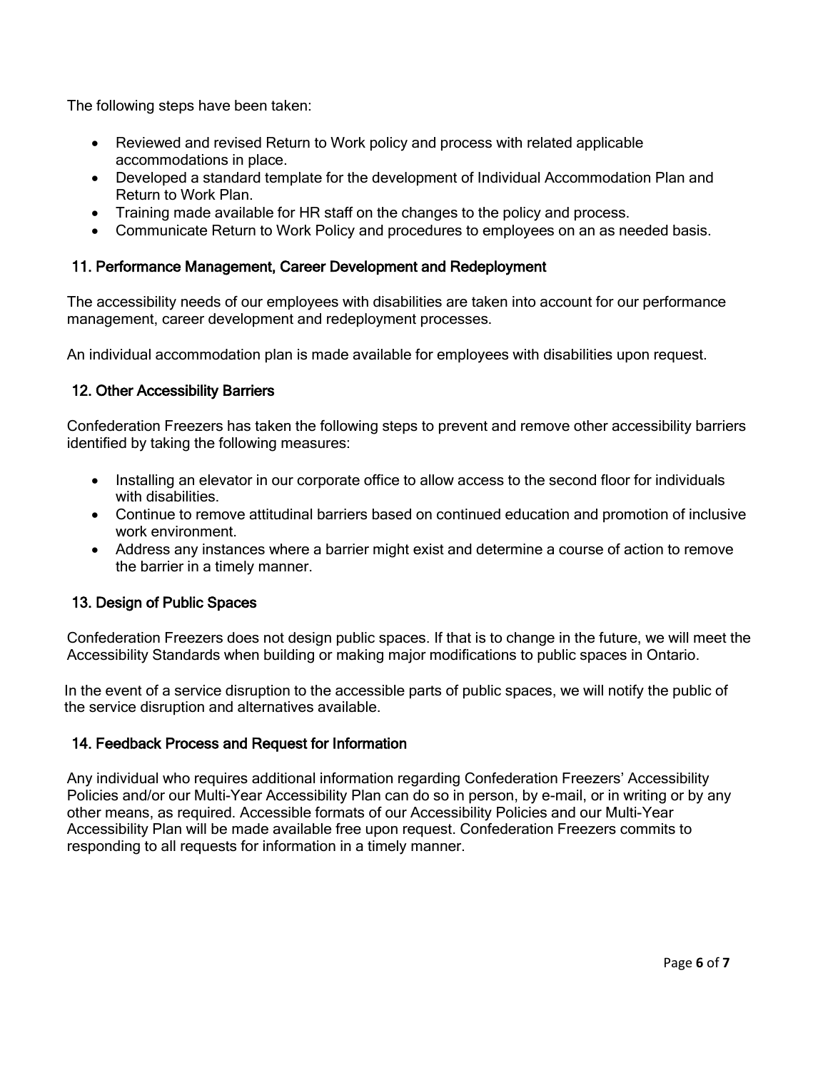The following steps have been taken:

- Reviewed and revised Return to Work policy and process with related applicable accommodations in place.
- Developed a standard template for the development of Individual Accommodation Plan and Return to Work Plan.
- Training made available for HR staff on the changes to the policy and process.
- Communicate Return to Work Policy and procedures to employees on an as needed basis.

## 11. Performance Management, Career Development and Redeployment

The accessibility needs of our employees with disabilities are taken into account for our performance management, career development and redeployment processes.

An individual accommodation plan is made available for employees with disabilities upon request.

## 12. Other Accessibility Barriers

Confederation Freezers has taken the following steps to prevent and remove other accessibility barriers identified by taking the following measures:

- Installing an elevator in our corporate office to allow access to the second floor for individuals with disabilities.
- Continue to remove attitudinal barriers based on continued education and promotion of inclusive work environment.
- Address any instances where a barrier might exist and determine a course of action to remove the barrier in a timely manner.

## 13. Design of Public Spaces

Confederation Freezers does not design public spaces. If that is to change in the future, we will meet the Accessibility Standards when building or making major modifications to public spaces in Ontario.

In the event of a service disruption to the accessible parts of public spaces, we will notify the public of the service disruption and alternatives available.

## 14. Feedback Process and Request for Information

Any individual who requires additional information regarding Confederation Freezers' Accessibility Policies and/or our Multi-Year Accessibility Plan can do so in person, by e-mail, or in writing or by any other means, as required. Accessible formats of our Accessibility Policies and our Multi-Year Accessibility Plan will be made available free upon request. Confederation Freezers commits to responding to all requests for information in a timely manner.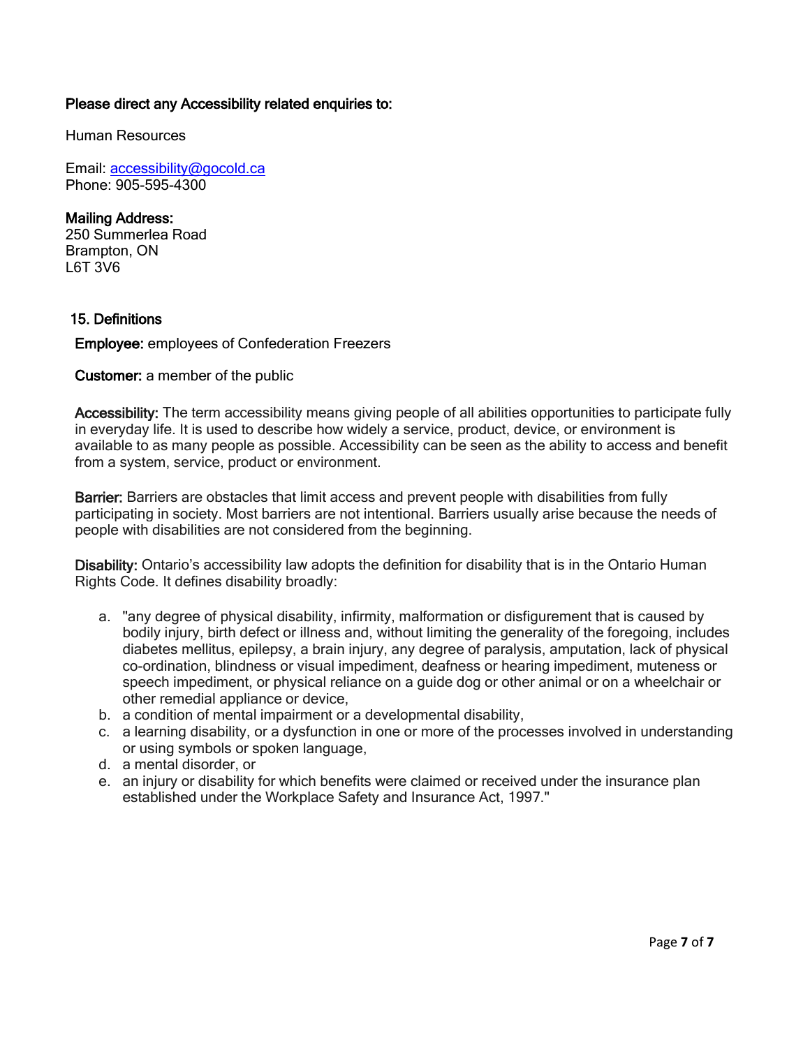**Please direct any Accessibility related enquiries to:**

Human Resources

Email: accessibility@gocold.ca
Phone: 905-595-4300

**Mailing Address:**
250 Summerlea Road
Brampton, ON
L6T 3V6

## 15. Definitions

**Employee:** employees of Confederation Freezers

**Customer:** a member of the public

**Accessibility:** The term accessibility means giving people of all abilities opportunities to participate fully in everyday life. It is used to describe how widely a service, product, device, or environment is available to as many people as possible. Accessibility can be seen as the ability to access and benefit from a system, service, product or environment.

**Barrier:** Barriers are obstacles that limit access and prevent people with disabilities from fully participating in society. Most barriers are not intentional. Barriers usually arise because the needs of people with disabilities are not considered from the beginning.

**Disability:** Ontario's accessibility law adopts the definition for disability that is in the Ontario Human Rights Code. It defines disability broadly:

a. "any degree of physical disability, infirmity, malformation or disfigurement that is caused by bodily injury, birth defect or illness and, without limiting the generality of the foregoing, includes diabetes mellitus, epilepsy, a brain injury, any degree of paralysis, amputation, lack of physical co-ordination, blindness or visual impediment, deafness or hearing impediment, muteness or speech impediment, or physical reliance on a guide dog or other animal or on a wheelchair or other remedial appliance or device,
b. a condition of mental impairment or a developmental disability,
c. a learning disability, or a dysfunction in one or more of the processes involved in understanding or using symbols or spoken language,
d. a mental disorder, or
e. an injury or disability for which benefits were claimed or received under the insurance plan established under the Workplace Safety and Insurance Act, 1997."